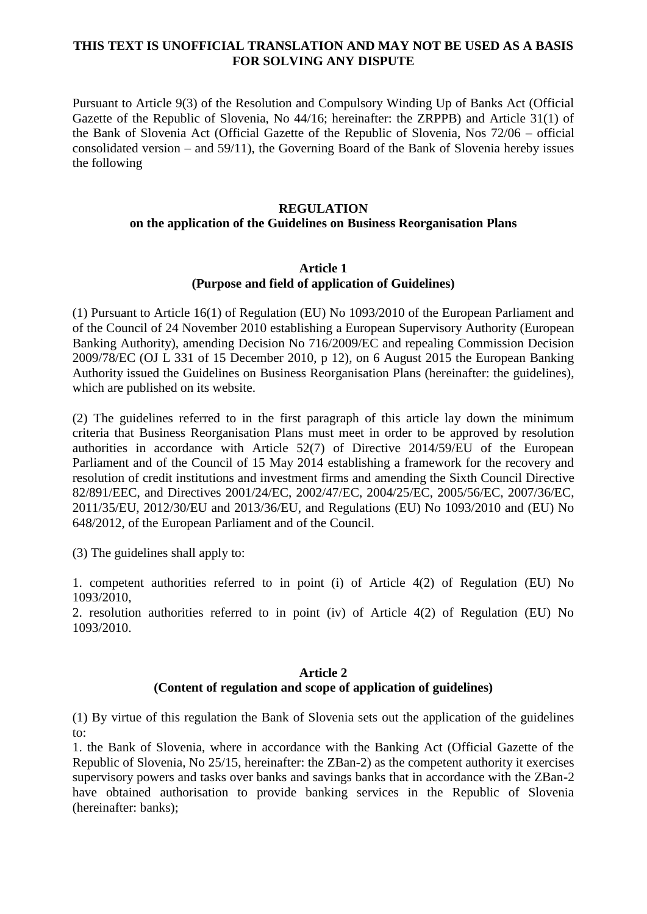**THIS TEXT IS UNOFFICIAL TRANSLATION AND MAY NOT BE USED AS A BASIS FOR SOLVING ANY DISPUTE**

Pursuant to Article 9(3) of the Resolution and Compulsory Winding Up of Banks Act (Official Gazette of the Republic of Slovenia, No 44/16; hereinafter: the ZRPPB) and Article 31(1) of the Bank of Slovenia Act (Official Gazette of the Republic of Slovenia, Nos 72/06 – official consolidated version – and 59/11), the Governing Board of the Bank of Slovenia hereby issues the following

# REGULATION
## on the application of the Guidelines on Business Reorganisation Plans

### Article 1
### (Purpose and field of application of Guidelines)

(1) Pursuant to Article 16(1) of Regulation (EU) No 1093/2010 of the European Parliament and of the Council of 24 November 2010 establishing a European Supervisory Authority (European Banking Authority), amending Decision No 716/2009/EC and repealing Commission Decision 2009/78/EC (OJ L 331 of 15 December 2010, p 12), on 6 August 2015 the European Banking Authority issued the Guidelines on Business Reorganisation Plans (hereinafter: the guidelines), which are published on its website.

(2) The guidelines referred to in the first paragraph of this article lay down the minimum criteria that Business Reorganisation Plans must meet in order to be approved by resolution authorities in accordance with Article 52(7) of Directive 2014/59/EU of the European Parliament and of the Council of 15 May 2014 establishing a framework for the recovery and resolution of credit institutions and investment firms and amending the Sixth Council Directive 82/891/EEC, and Directives 2001/24/EC, 2002/47/EC, 2004/25/EC, 2005/56/EC, 2007/36/EC, 2011/35/EU, 2012/30/EU and 2013/36/EU, and Regulations (EU) No 1093/2010 and (EU) No 648/2012, of the European Parliament and of the Council.

(3) The guidelines shall apply to:

1. competent authorities referred to in point (i) of Article 4(2) of Regulation (EU) No 1093/2010,
2. resolution authorities referred to in point (iv) of Article 4(2) of Regulation (EU) No 1093/2010.

### Article 2
### (Content of regulation and scope of application of guidelines)

(1) By virtue of this regulation the Bank of Slovenia sets out the application of the guidelines to:
1. the Bank of Slovenia, where in accordance with the Banking Act (Official Gazette of the Republic of Slovenia, No 25/15, hereinafter: the ZBan-2) as the competent authority it exercises supervisory powers and tasks over banks and savings banks that in accordance with the ZBan-2 have obtained authorisation to provide banking services in the Republic of Slovenia (hereinafter: banks);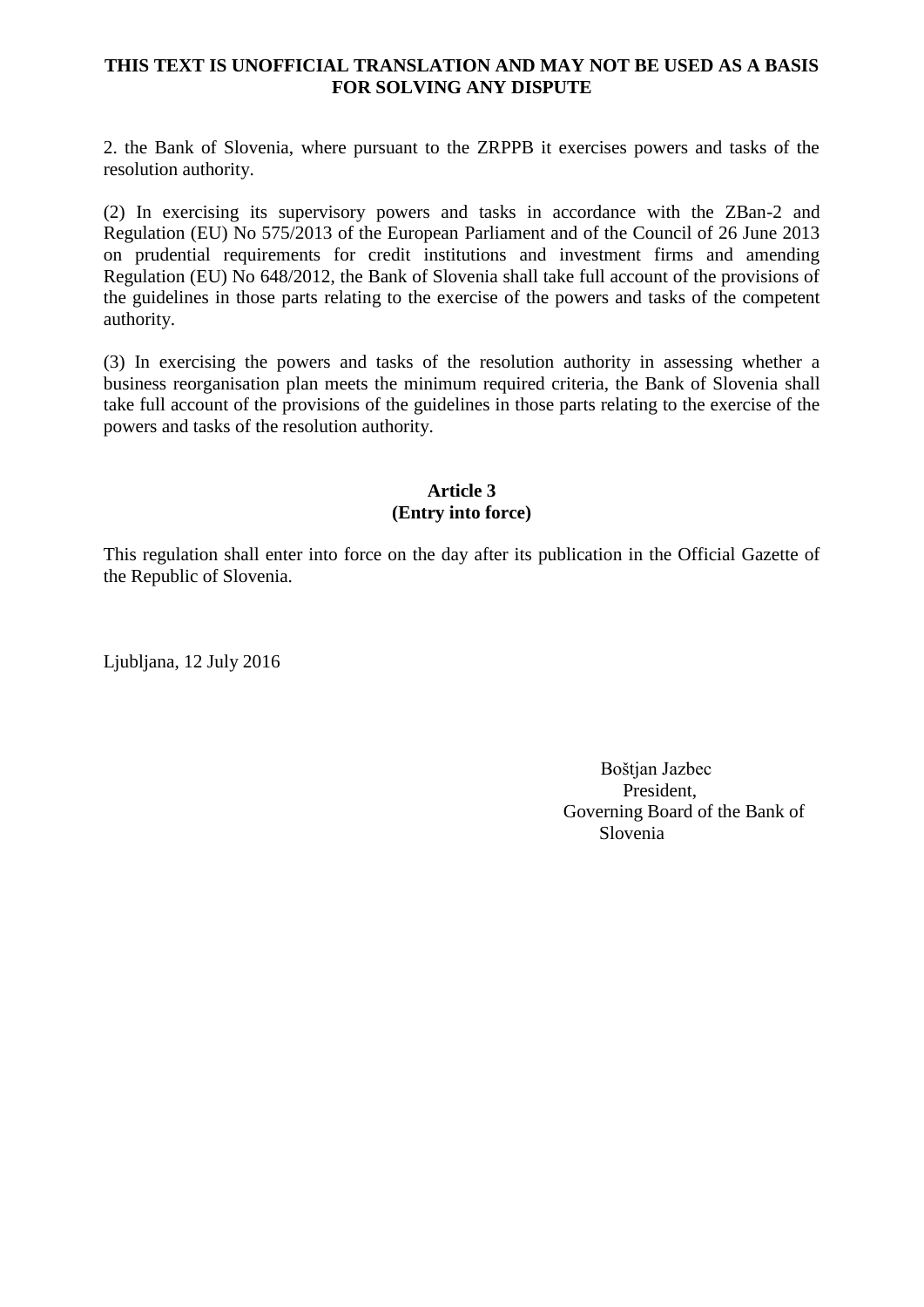**THIS TEXT IS UNOFFICIAL TRANSLATION AND MAY NOT BE USED AS A BASIS FOR SOLVING ANY DISPUTE**

2. the Bank of Slovenia, where pursuant to the ZRPPB it exercises powers and tasks of the resolution authority.

(2) In exercising its supervisory powers and tasks in accordance with the ZBan-2 and Regulation (EU) No 575/2013 of the European Parliament and of the Council of 26 June 2013 on prudential requirements for credit institutions and investment firms and amending Regulation (EU) No 648/2012, the Bank of Slovenia shall take full account of the provisions of the guidelines in those parts relating to the exercise of the powers and tasks of the competent authority.

(3) In exercising the powers and tasks of the resolution authority in assessing whether a business reorganisation plan meets the minimum required criteria, the Bank of Slovenia shall take full account of the provisions of the guidelines in those parts relating to the exercise of the powers and tasks of the resolution authority.

**Article 3**
**(Entry into force)**

This regulation shall enter into force on the day after its publication in the Official Gazette of the Republic of Slovenia.

Ljubljana, 12 July 2016

Boštjan Jazbec
President,
Governing Board of the Bank of Slovenia